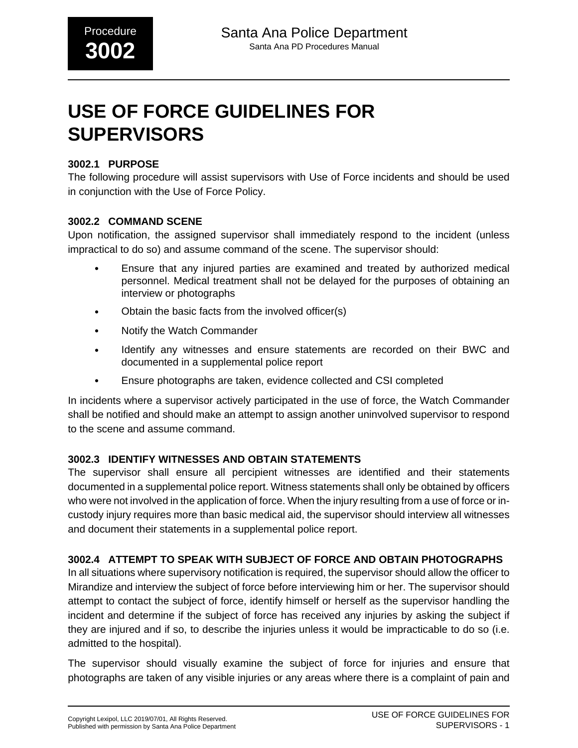# USE OF FORCE GUIDELINES FOR SUPERVISORS

### 3002.1 PURPOSE

The following procedure will assist supervisors with Use of Force incidents and should be used in conjunction with the Use of Force Policy.

### 3002.2 COMMAND SCENE

Upon notification, the assigned supervisor shall immediately respond to the incident (unless impractical to do so) and assume command of the scene. The supervisor should:

- Ensure that any injured parties are examined and treated by authorized medical personnel. Medical treatment shall not be delayed for the purposes of obtaining an interview or photographs
- Obtain the basic facts from the involved officer(s)
- Notify the Watch Commander
- Identify any witnesses and ensure statements are recorded on their BWC and documented in a supplemental police report
- Ensure photographs are taken, evidence collected and CSI completed

In incidents where a supervisor actively participated in the use of force, the Watch Commander shall be notified and should make an attempt to assign another uninvolved supervisor to respond to the scene and assume command.

### 3002.3 IDENTIFY WITNESSES AND OBTAIN STATEMENTS

The supervisor shall ensure all percipient witnesses are identified and their statements documented in a supplemental police report. Witness statements shall only be obtained by officers who were not involved in the application of force. When the injury resulting from a use of force or in-custody injury requires more than basic medical aid, the supervisor should interview all witnesses and document their statements in a supplemental police report.

### 3002.4 ATTEMPT TO SPEAK WITH SUBJECT OF FORCE AND OBTAIN PHOTOGRAPHS

In all situations where supervisory notification is required, the supervisor should allow the officer to Mirandize and interview the subject of force before interviewing him or her. The supervisor should attempt to contact the subject of force, identify himself or herself as the supervisor handling the incident and determine if the subject of force has received any injuries by asking the subject if they are injured and if so, to describe the injuries unless it would be impracticable to do so (i.e. admitted to the hospital).

The supervisor should visually examine the subject of force for injuries and ensure that photographs are taken of any visible injuries or any areas where there is a complaint of pain and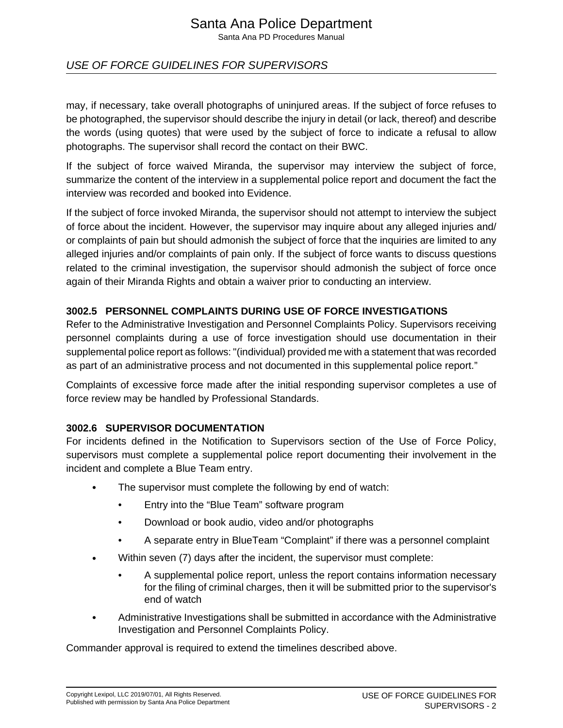may, if necessary, take overall photographs of uninjured areas. If the subject of force refuses to be photographed, the supervisor should describe the injury in detail (or lack, thereof) and describe the words (using quotes) that were used by the subject of force to indicate a refusal to allow photographs. The supervisor shall record the contact on their BWC.

If the subject of force waived Miranda, the supervisor may interview the subject of force, summarize the content of the interview in a supplemental police report and document the fact the interview was recorded and booked into Evidence.

If the subject of force invoked Miranda, the supervisor should not attempt to interview the subject of force about the incident. However, the supervisor may inquire about any alleged injuries and/ or complaints of pain but should admonish the subject of force that the inquiries are limited to any alleged injuries and/or complaints of pain only. If the subject of force wants to discuss questions related to the criminal investigation, the supervisor should admonish the subject of force once again of their Miranda Rights and obtain a waiver prior to conducting an interview.

### 3002.5 PERSONNEL COMPLAINTS DURING USE OF FORCE INVESTIGATIONS

Refer to the Administrative Investigation and Personnel Complaints Policy. Supervisors receiving personnel complaints during a use of force investigation should use documentation in their supplemental police report as follows: "(individual) provided me with a statement that was recorded as part of an administrative process and not documented in this supplemental police report."

Complaints of excessive force made after the initial responding supervisor completes a use of force review may be handled by Professional Standards.

### 3002.6 SUPERVISOR DOCUMENTATION

For incidents defined in the Notification to Supervisors section of the Use of Force Policy, supervisors must complete a supplemental police report documenting their involvement in the incident and complete a Blue Team entry.

- The supervisor must complete the following by end of watch:
  - Entry into the "Blue Team" software program
  - Download or book audio, video and/or photographs
  - A separate entry in BlueTeam "Complaint" if there was a personnel complaint
- Within seven (7) days after the incident, the supervisor must complete:
  - A supplemental police report, unless the report contains information necessary for the filing of criminal charges, then it will be submitted prior to the supervisor's end of watch
- Administrative Investigations shall be submitted in accordance with the Administrative Investigation and Personnel Complaints Policy.

Commander approval is required to extend the timelines described above.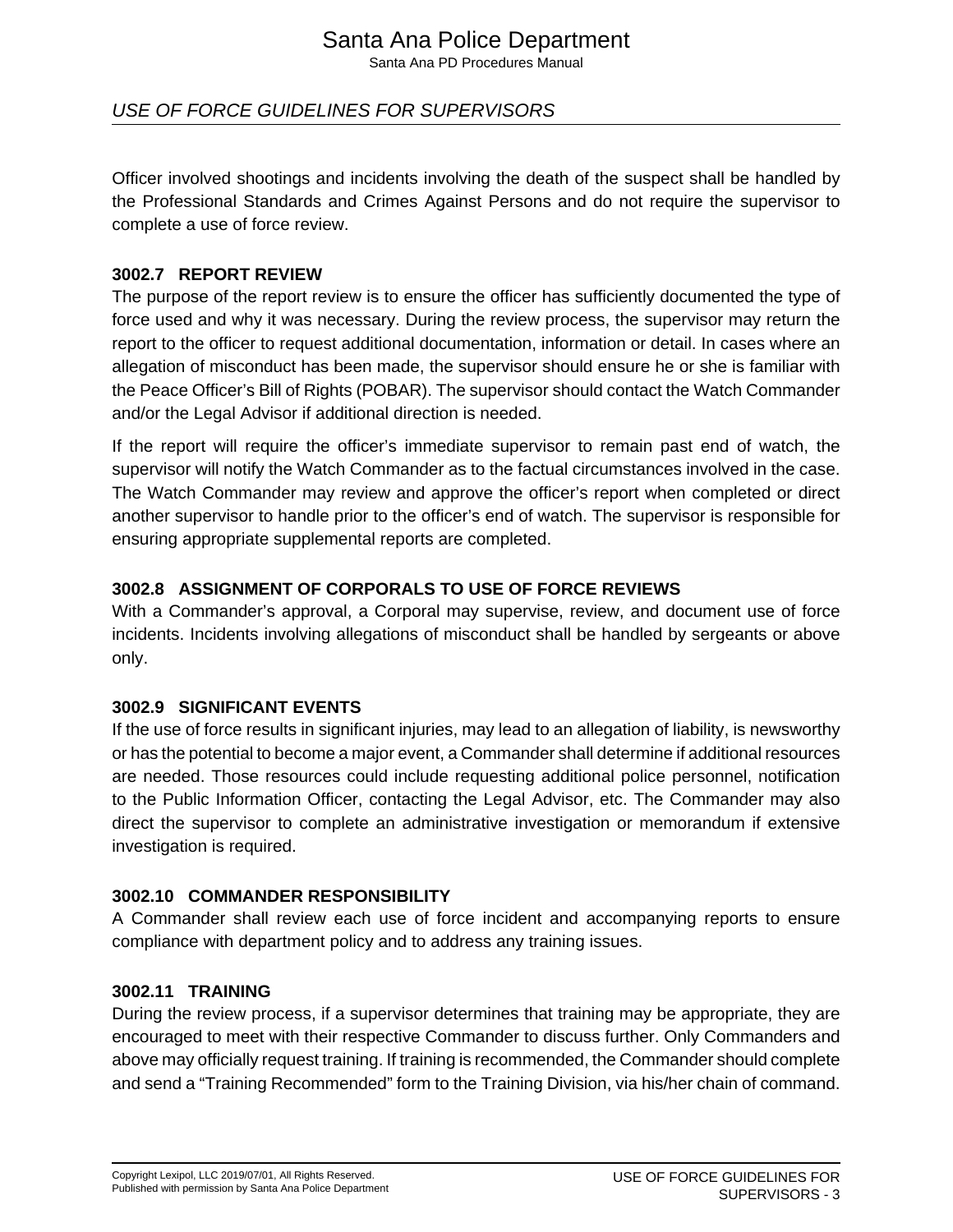Officer involved shootings and incidents involving the death of the suspect shall be handled by the Professional Standards and Crimes Against Persons and do not require the supervisor to complete a use of force review.

### 3002.7 REPORT REVIEW

The purpose of the report review is to ensure the officer has sufficiently documented the type of force used and why it was necessary. During the review process, the supervisor may return the report to the officer to request additional documentation, information or detail. In cases where an allegation of misconduct has been made, the supervisor should ensure he or she is familiar with the Peace Officer's Bill of Rights (POBAR). The supervisor should contact the Watch Commander and/or the Legal Advisor if additional direction is needed.

If the report will require the officer's immediate supervisor to remain past end of watch, the supervisor will notify the Watch Commander as to the factual circumstances involved in the case. The Watch Commander may review and approve the officer's report when completed or direct another supervisor to handle prior to the officer's end of watch. The supervisor is responsible for ensuring appropriate supplemental reports are completed.

### 3002.8 ASSIGNMENT OF CORPORALS TO USE OF FORCE REVIEWS

With a Commander's approval, a Corporal may supervise, review, and document use of force incidents. Incidents involving allegations of misconduct shall be handled by sergeants or above only.

### 3002.9 SIGNIFICANT EVENTS

If the use of force results in significant injuries, may lead to an allegation of liability, is newsworthy or has the potential to become a major event, a Commander shall determine if additional resources are needed. Those resources could include requesting additional police personnel, notification to the Public Information Officer, contacting the Legal Advisor, etc. The Commander may also direct the supervisor to complete an administrative investigation or memorandum if extensive investigation is required.

### 3002.10 COMMANDER RESPONSIBILITY

A Commander shall review each use of force incident and accompanying reports to ensure compliance with department policy and to address any training issues.

### 3002.11 TRAINING

During the review process, if a supervisor determines that training may be appropriate, they are encouraged to meet with their respective Commander to discuss further. Only Commanders and above may officially request training. If training is recommended, the Commander should complete and send a "Training Recommended" form to the Training Division, via his/her chain of command.